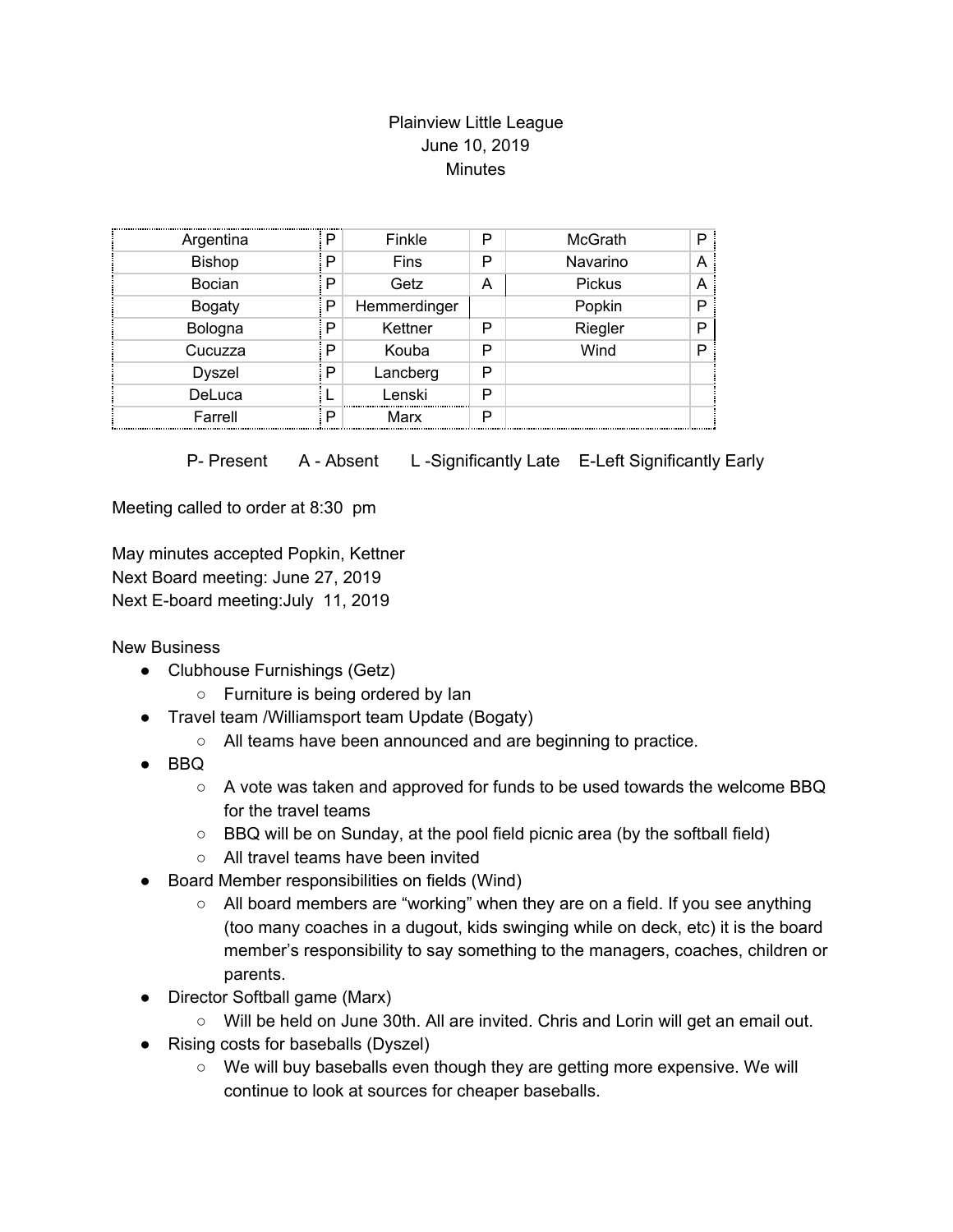# Plainview Little League
June 10, 2019
Minutes

| | | | | | |
|---|---|---|---|---|---|
| Argentina | P | Finkle | P | McGrath | P |
| Bishop | P | Fins | P | Navarino | A |
| Bocian | P | Getz | A | Pickus | A |
| Bogaty | P | Hemmerdinger | | Popkin | P |
| Bologna | P | Kettner | P | Riegler | P |
| Cucuzza | P | Kouba | P | Wind | P |
| Dyszel | P | Lancberg | P | | |
| DeLuca | L | Lenski | P | | |
| Farrell | P | Marx | P | | |

P- Present A - Absent L -Significantly Late E-Left Significantly Early

Meeting called to order at 8:30 pm

May minutes accepted Popkin, Kettner
Next Board meeting: June 27, 2019
Next E-board meeting:July 11, 2019

New Business

- Clubhouse Furnishings (Getz)
  - Furniture is being ordered by Ian
- Travel team /Williamsport team Update (Bogaty)
  - All teams have been announced and are beginning to practice.
- BBQ
  - A vote was taken and approved for funds to be used towards the welcome BBQ for the travel teams
  - BBQ will be on Sunday, at the pool field picnic area (by the softball field)
  - All travel teams have been invited
- Board Member responsibilities on fields (Wind)
  - All board members are "working" when they are on a field. If you see anything (too many coaches in a dugout, kids swinging while on deck, etc) it is the board member's responsibility to say something to the managers, coaches, children or parents.
- Director Softball game (Marx)
  - Will be held on June 30th. All are invited. Chris and Lorin will get an email out.
- Rising costs for baseballs (Dyszel)
  - We will buy baseballs even though they are getting more expensive. We will continue to look at sources for cheaper baseballs.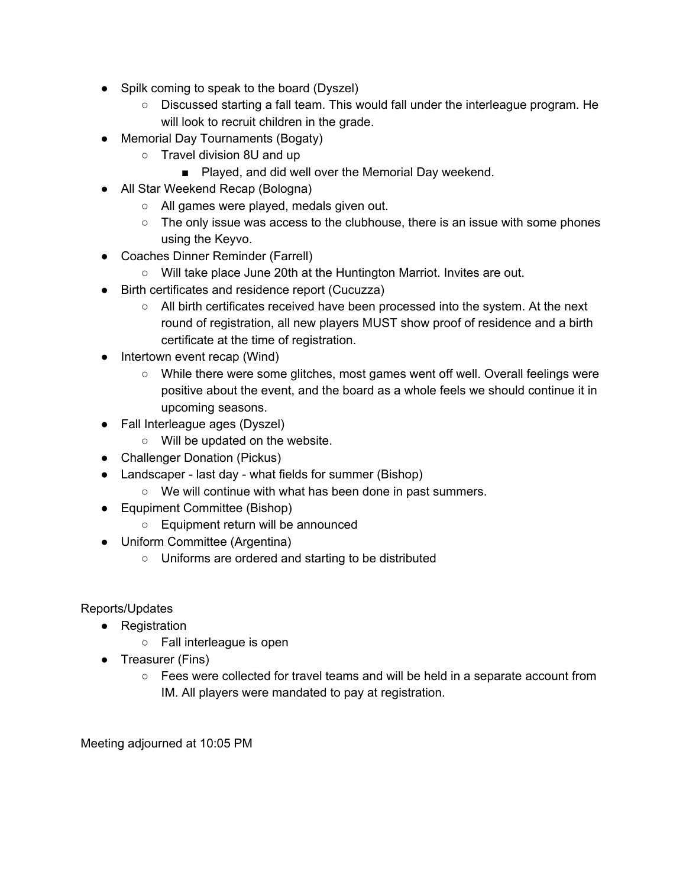- Spilk coming to speak to the board (Dyszel)
    - Discussed starting a fall team. This would fall under the interleague program. He will look to recruit children in the grade.
- Memorial Day Tournaments (Bogaty)
    - Travel division 8U and up
        - Played, and did well over the Memorial Day weekend.
- All Star Weekend Recap (Bologna)
    - All games were played, medals given out.
    - The only issue was access to the clubhouse, there is an issue with some phones using the Keyvo.
- Coaches Dinner Reminder (Farrell)
    - Will take place June 20th at the Huntington Marriot. Invites are out.
- Birth certificates and residence report (Cucuzza)
    - All birth certificates received have been processed into the system. At the next round of registration, all new players MUST show proof of residence and a birth certificate at the time of registration.
- Intertown event recap (Wind)
    - While there were some glitches, most games went off well. Overall feelings were positive about the event, and the board as a whole feels we should continue it in upcoming seasons.
- Fall Interleague ages (Dyszel)
    - Will be updated on the website.
- Challenger Donation (Pickus)
- Landscaper - last day - what fields for summer (Bishop)
    - We will continue with what has been done in past summers.
- Equipment Committee (Bishop)
    - Equipment return will be announced
- Uniform Committee (Argentina)
    - Uniforms are ordered and starting to be distributed

Reports/Updates

- Registration
    - Fall interleague is open
- Treasurer (Fins)
    - Fees were collected for travel teams and will be held in a separate account from IM. All players were mandated to pay at registration.

Meeting adjourned at 10:05 PM